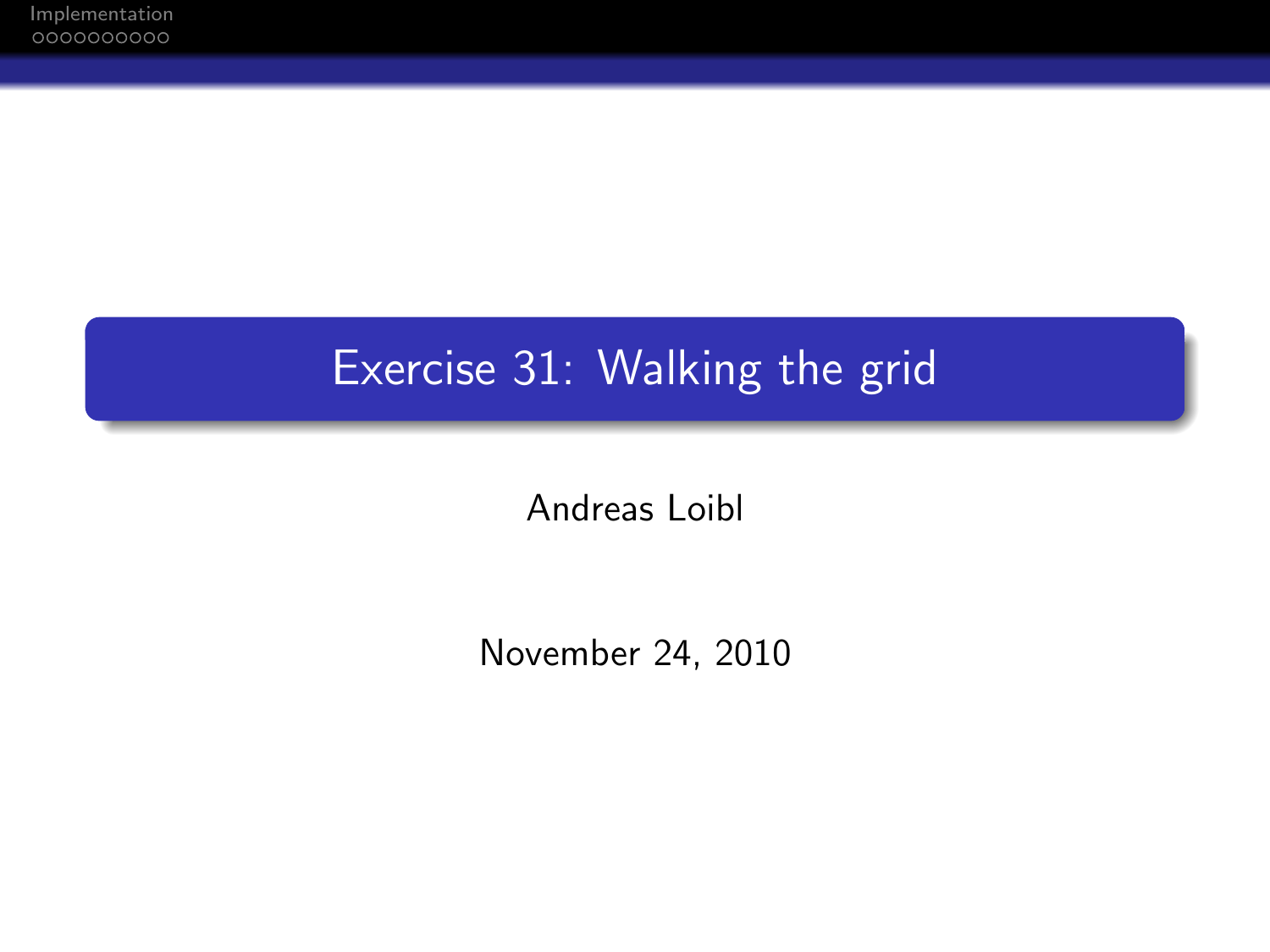# Exercise 31: Walking the grid

Andreas Loibl

November 24, 2010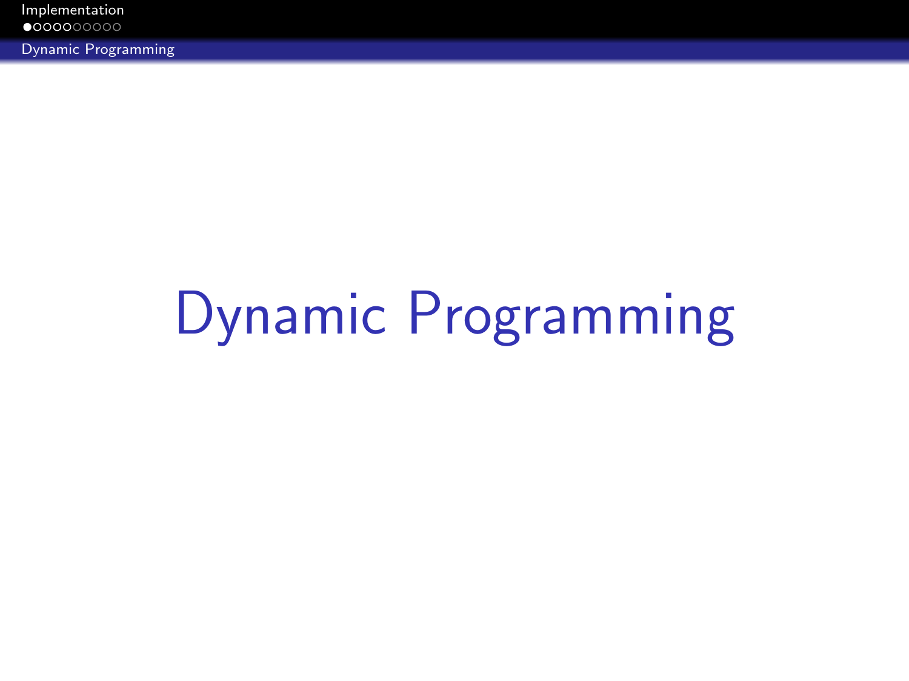# Dynamic Programming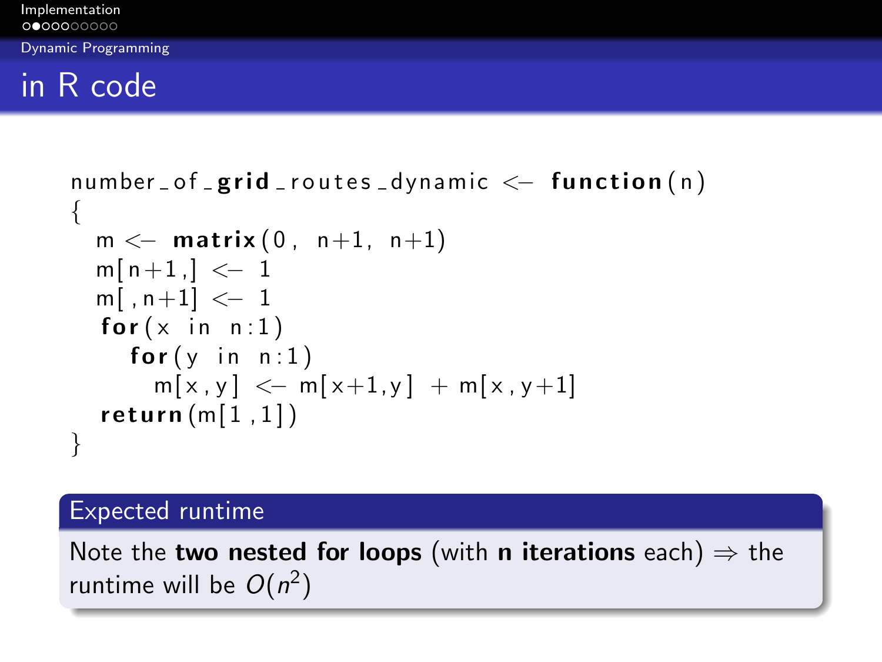## in R code

```r
number_of_grid_routes_dynamic <- function(n)
{
  m <- matrix(0, n+1, n+1)
  m[n+1,] <- 1
  m[,n+1] <- 1
  for(x in n:1)
    for(y in n:1)
      m[x,y] <- m[x+1,y] + m[x,y+1]
  return(m[1,1])
}
```

### Expected runtime

Note the **two nested for loops** (with **n iterations** each) ⇒ the runtime will be $O(n^2)$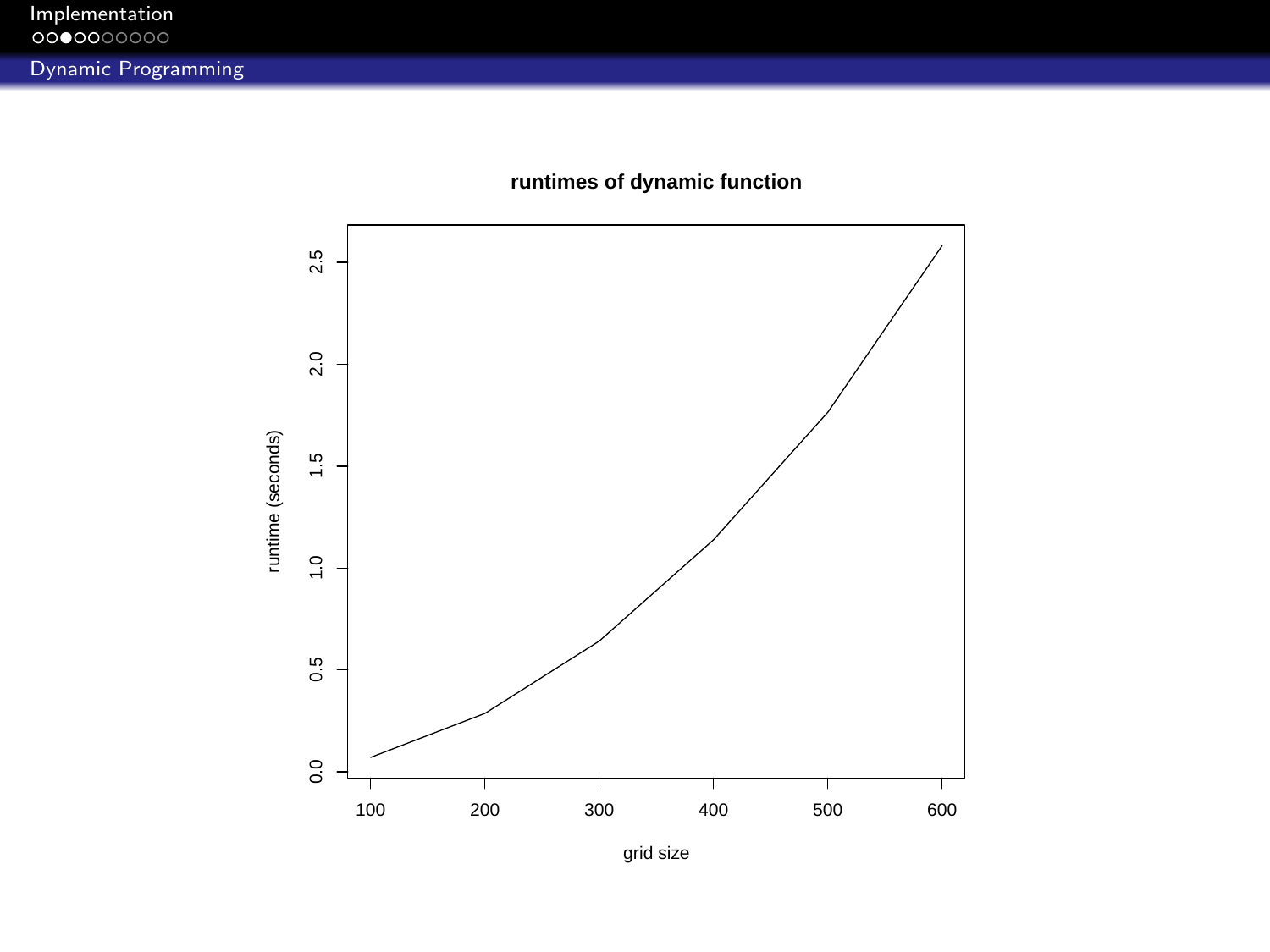## Dynamic Programming

**runtimes of dynamic function**

runtime (seconds) vs. grid size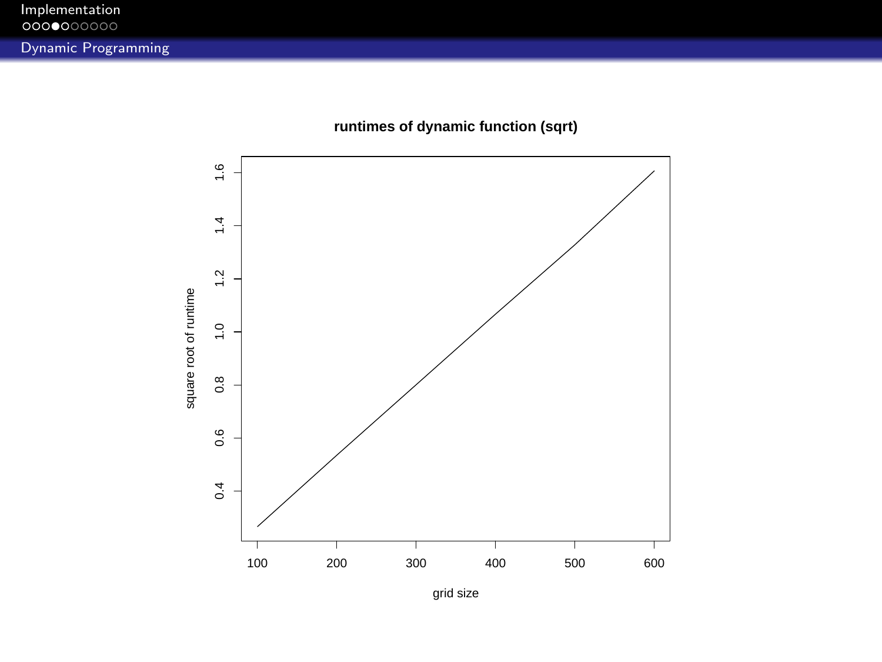## Dynamic Programming

**runtimes of dynamic function (sqrt)**

square root of runtime

grid size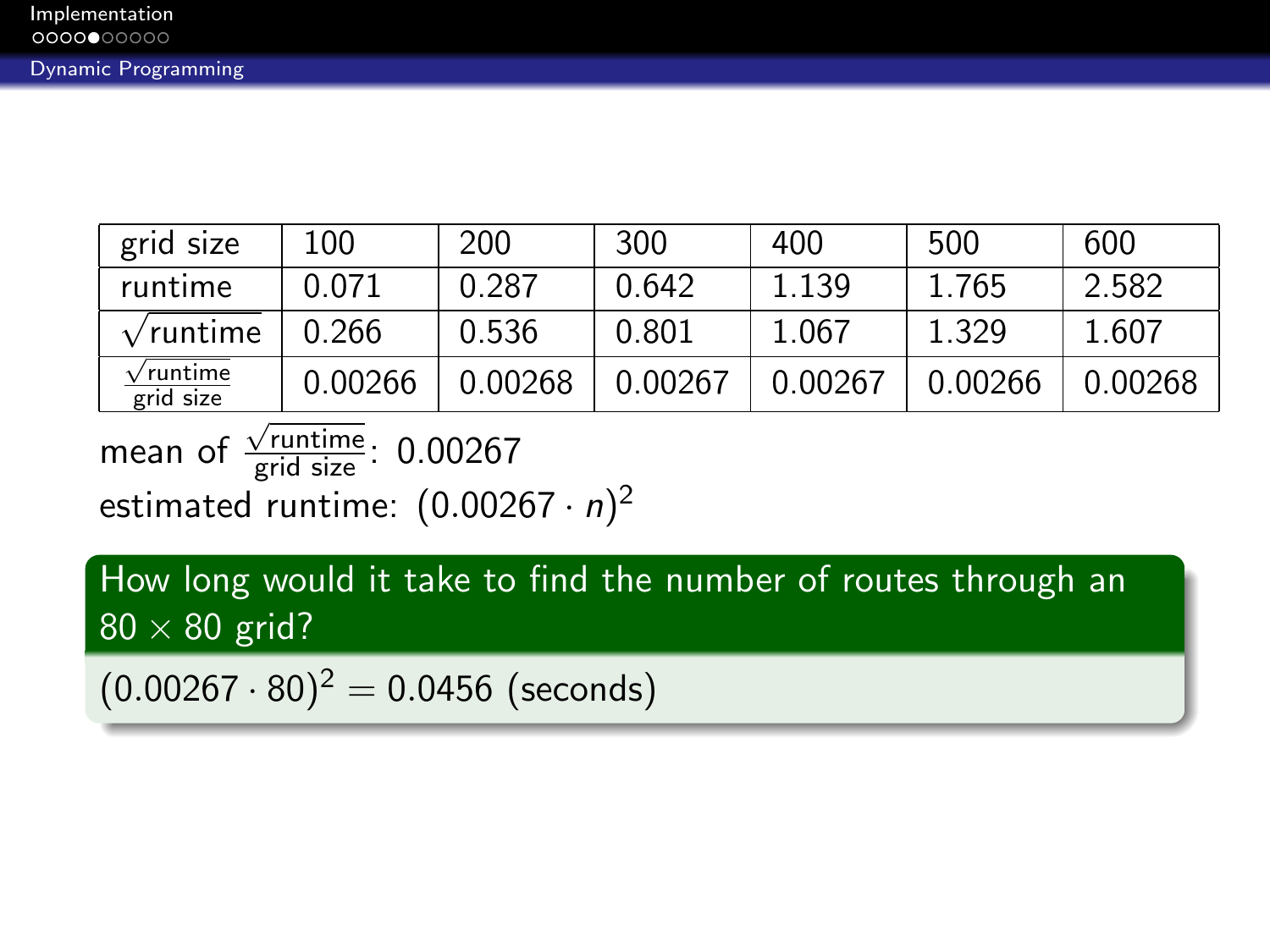## Dynamic Programming

| grid size | 100 | 200 | 300 | 400 | 500 | 600 |
|---|---|---|---|---|---|---|
| runtime | 0.071 | 0.287 | 0.642 | 1.139 | 1.765 | 2.582 |
| $\sqrt{\text{runtime}}$ | 0.266 | 0.536 | 0.801 | 1.067 | 1.329 | 1.607 |
| $\frac{\sqrt{\text{runtime}}}{\text{grid size}}$ | 0.00266 | 0.00268 | 0.00267 | 0.00267 | 0.00266 | 0.00268 |

mean of $\frac{\sqrt{\text{runtime}}}{\text{grid size}}$: 0.00267

estimated runtime: $(0.00267 \cdot n)^2$

**How long would it take to find the number of routes through an $80 \times 80$ grid?**

$(0.00267 \cdot 80)^2 = 0.0456$ (seconds)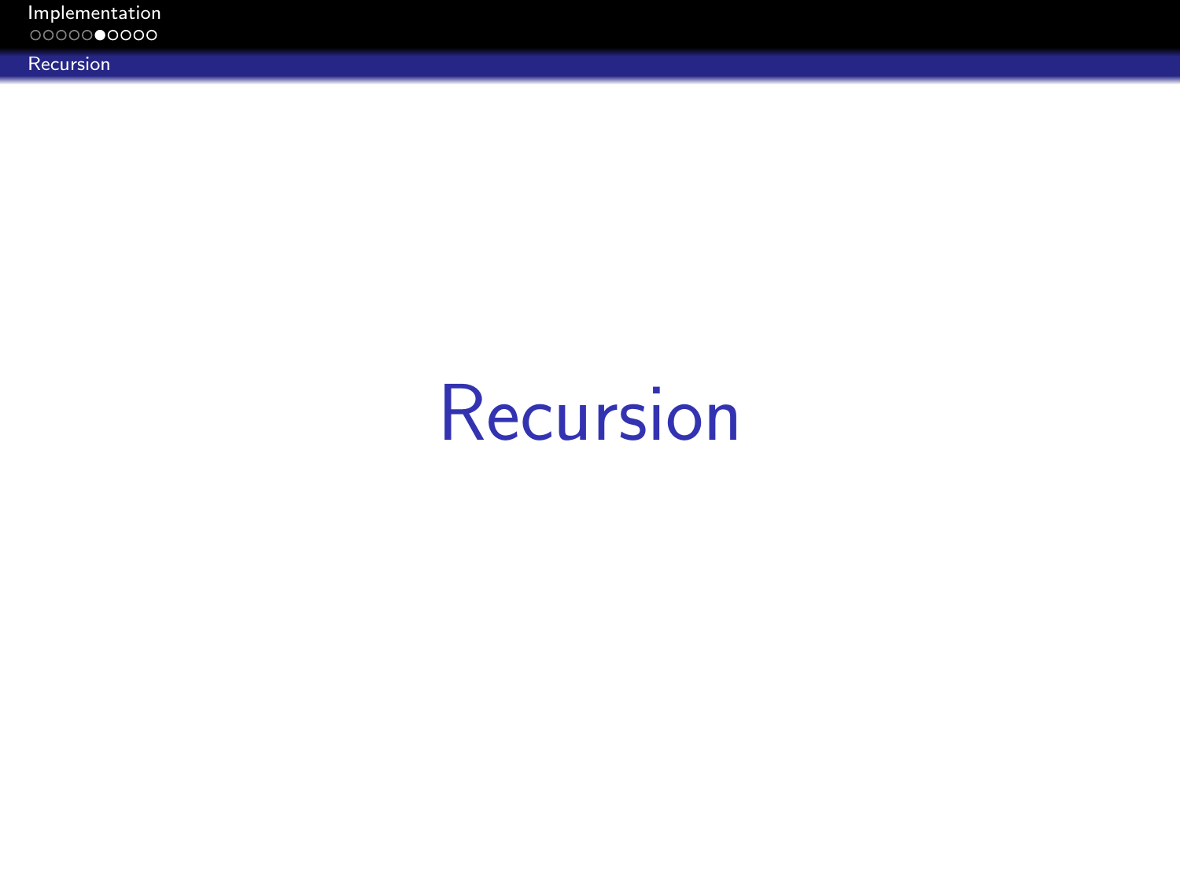# Recursion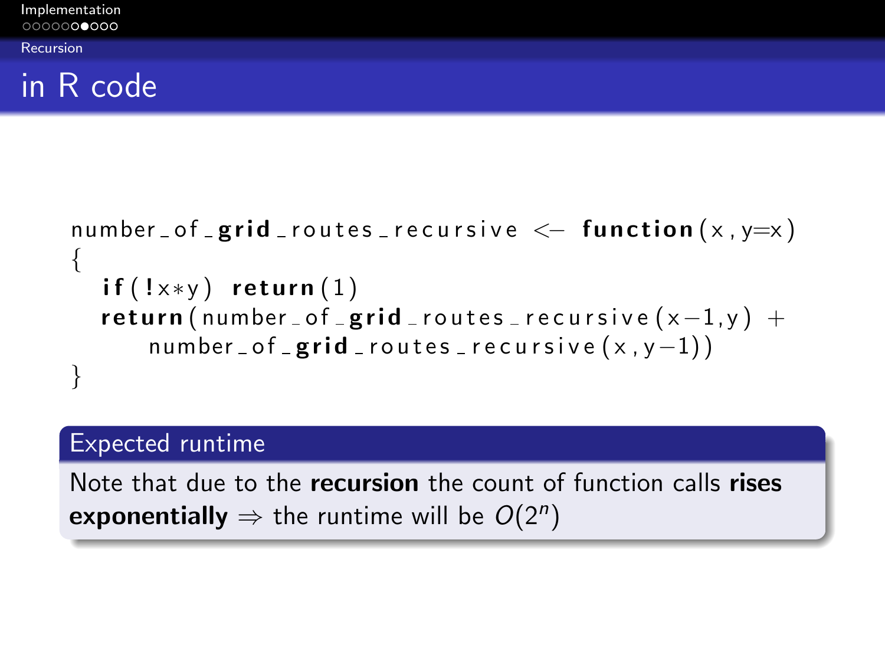## in R code

```
number_of_grid_routes_recursive <- function(x, y=x)
{
  if(!x*y) return(1)
  return(number_of_grid_routes_recursive(x-1,y) +
      number_of_grid_routes_recursive(x,y-1))
}
```

### Expected runtime

Note that due to the **recursion** the count of function calls **rises exponentially** $\Rightarrow$ the runtime will be $O(2^n)$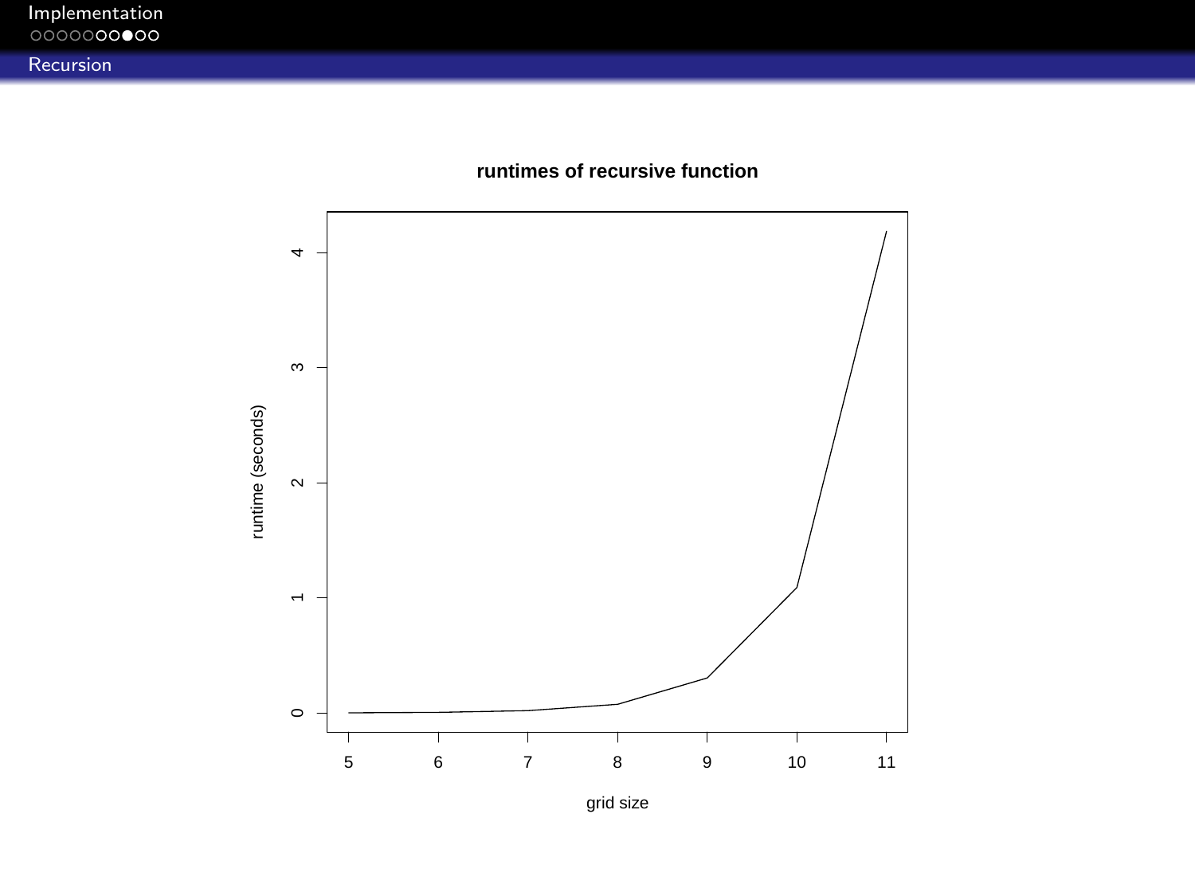## Recursion

**runtimes of recursive function**

runtime (seconds)

grid size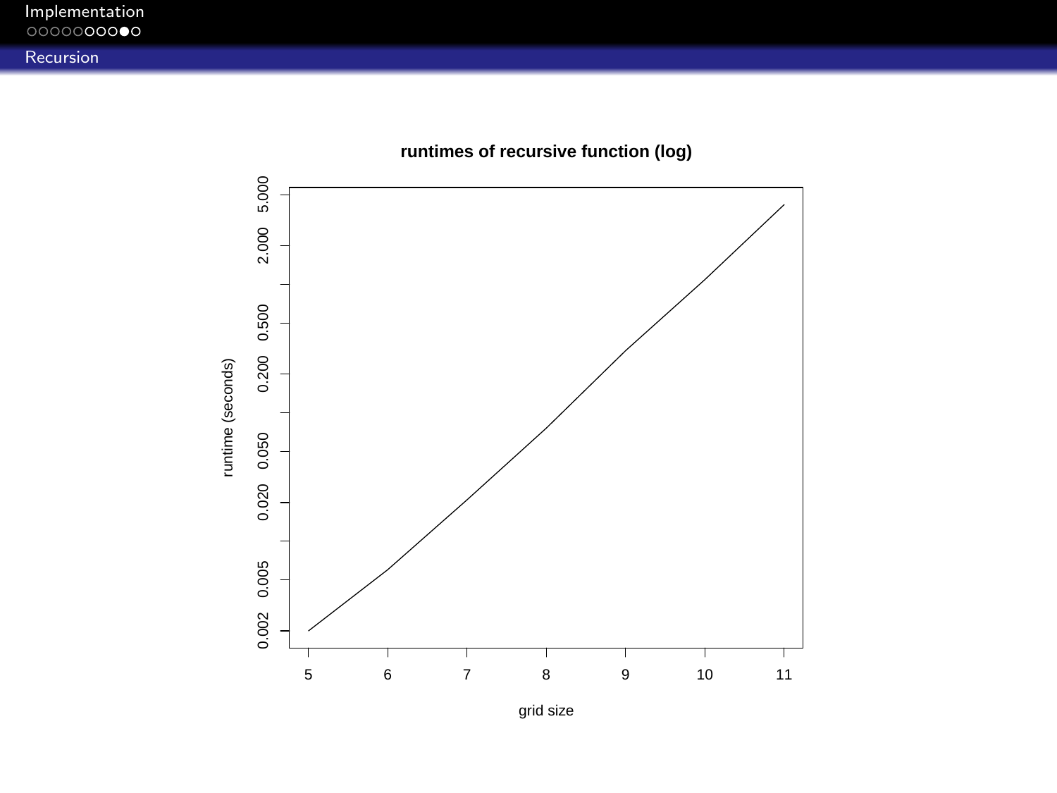## Recursion

**runtimes of recursive function (log)**

runtime (seconds)

0.002, 0.005, 0.020, 0.050, 0.200, 0.500, 2.000, 5.000

5, 6, 7, 8, 9, 10, 11

grid size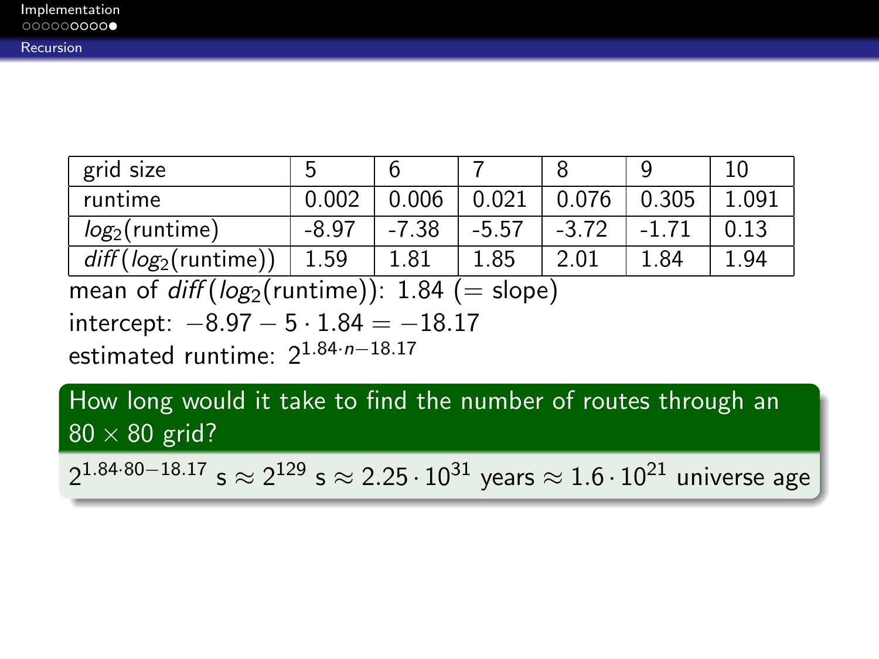| grid size | 5 | 6 | 7 | 8 | 9 | 10 |
|---|---|---|---|---|---|---|
| runtime | 0.002 | 0.006 | 0.021 | 0.076 | 0.305 | 1.091 |
| $log_2$(runtime) | -8.97 | -7.38 | -5.57 | -3.72 | -1.71 | 0.13 |
| $diff(log_2$(runtime)) | 1.59 | 1.81 | 1.85 | 2.01 | 1.84 | 1.94 |

mean of $diff(log_2$(runtime)): 1.84 (= slope)

intercept: $-8.97 - 5 \cdot 1.84 = -18.17$

estimated runtime: $2^{1.84 \cdot n - 18.17}$

**How long would it take to find the number of routes through an $80 \times 80$ grid?**

$2^{1.84 \cdot 80 - 18.17}$ s $\approx 2^{129}$ s $\approx 2.25 \cdot 10^{31}$ years $\approx 1.6 \cdot 10^{21}$ universe age